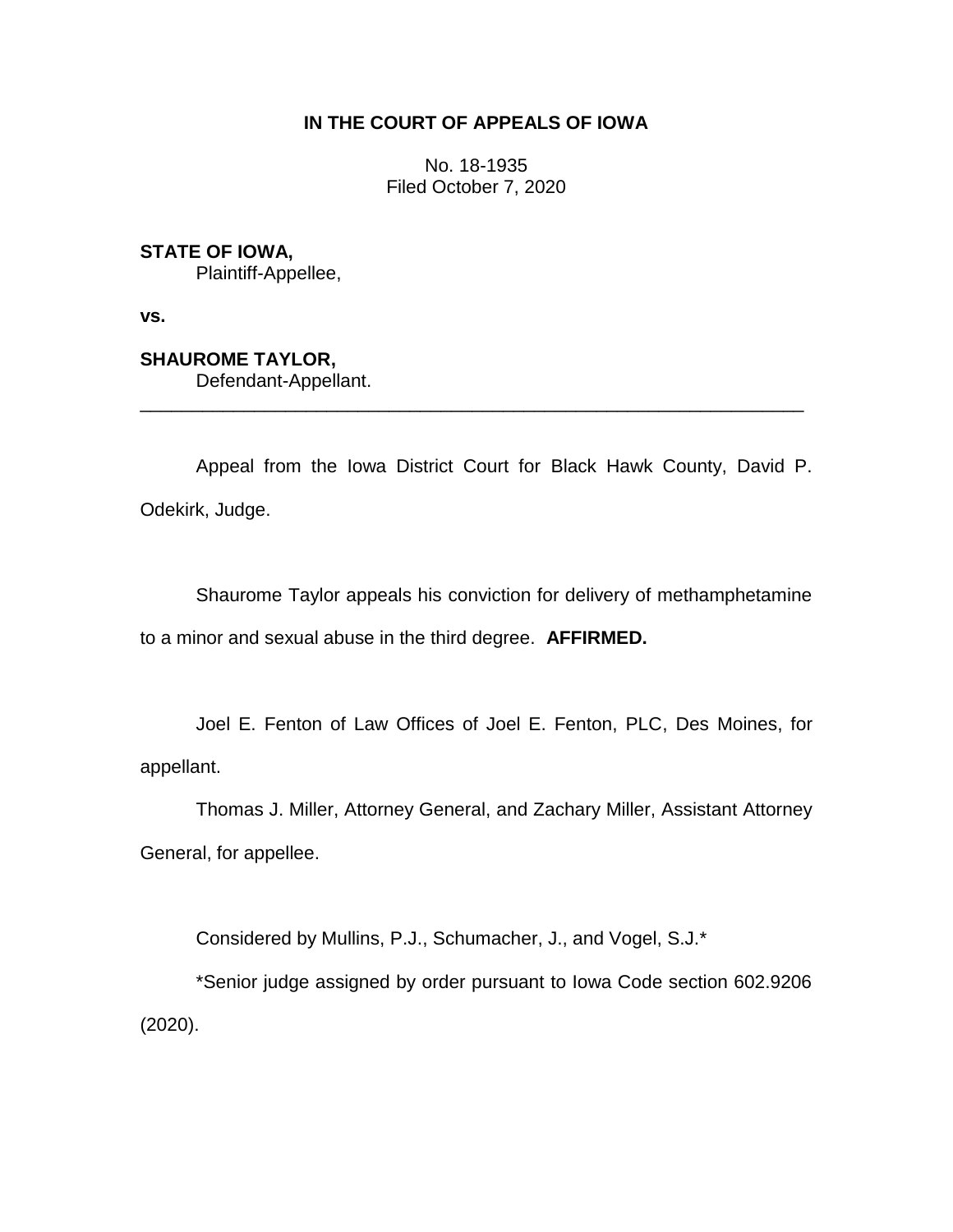**IN THE COURT OF APPEALS OF IOWA**

No. 18-1935
Filed October 7, 2020

**STATE OF IOWA,**
Plaintiff-Appellee,

**vs.**

**SHAUROME TAYLOR,**
Defendant-Appellant.

---

Appeal from the Iowa District Court for Black Hawk County, David P. Odekirk, Judge.

Shaurome Taylor appeals his conviction for delivery of methamphetamine to a minor and sexual abuse in the third degree. **AFFIRMED.**

Joel E. Fenton of Law Offices of Joel E. Fenton, PLC, Des Moines, for appellant.

Thomas J. Miller, Attorney General, and Zachary Miller, Assistant Attorney General, for appellee.

Considered by Mullins, P.J., Schumacher, J., and Vogel, S.J.*

*Senior judge assigned by order pursuant to Iowa Code section 602.9206 (2020).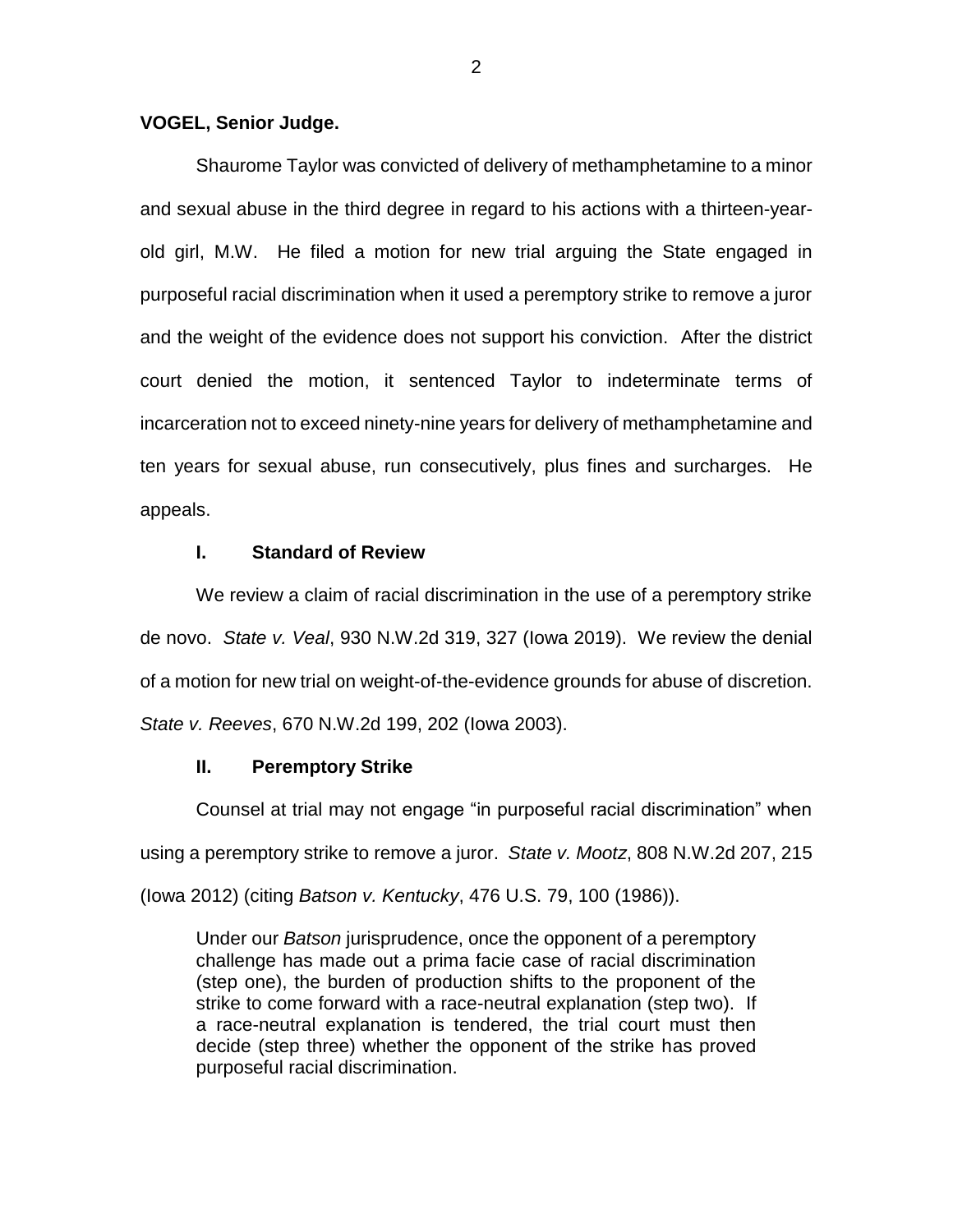**VOGEL, Senior Judge.**

Shaurome Taylor was convicted of delivery of methamphetamine to a minor and sexual abuse in the third degree in regard to his actions with a thirteen-year-old girl, M.W. He filed a motion for new trial arguing the State engaged in purposeful racial discrimination when it used a peremptory strike to remove a juror and the weight of the evidence does not support his conviction. After the district court denied the motion, it sentenced Taylor to indeterminate terms of incarceration not to exceed ninety-nine years for delivery of methamphetamine and ten years for sexual abuse, run consecutively, plus fines and surcharges. He appeals.

## I. Standard of Review

We review a claim of racial discrimination in the use of a peremptory strike de novo. *State v. Veal*, 930 N.W.2d 319, 327 (Iowa 2019). We review the denial of a motion for new trial on weight-of-the-evidence grounds for abuse of discretion. *State v. Reeves*, 670 N.W.2d 199, 202 (Iowa 2003).

## II. Peremptory Strike

Counsel at trial may not engage "in purposeful racial discrimination" when using a peremptory strike to remove a juror. *State v. Mootz*, 808 N.W.2d 207, 215 (Iowa 2012) (citing *Batson v. Kentucky*, 476 U.S. 79, 100 (1986)).

> Under our *Batson* jurisprudence, once the opponent of a peremptory challenge has made out a prima facie case of racial discrimination (step one), the burden of production shifts to the proponent of the strike to come forward with a race-neutral explanation (step two). If a race-neutral explanation is tendered, the trial court must then decide (step three) whether the opponent of the strike has proved purposeful racial discrimination.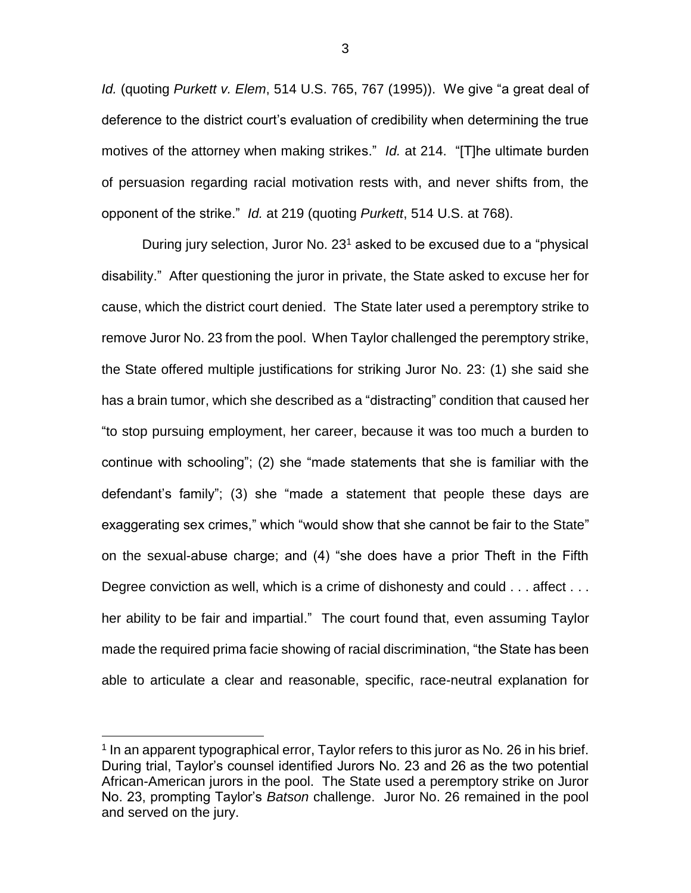*Id.* (quoting *Purkett v. Elem*, 514 U.S. 765, 767 (1995)). We give "a great deal of deference to the district court's evaluation of credibility when determining the true motives of the attorney when making strikes." *Id.* at 214. "[T]he ultimate burden of persuasion regarding racial motivation rests with, and never shifts from, the opponent of the strike." *Id.* at 219 (quoting *Purkett*, 514 U.S. at 768).

During jury selection, Juror No. 23[1] asked to be excused due to a "physical disability." After questioning the juror in private, the State asked to excuse her for cause, which the district court denied. The State later used a peremptory strike to remove Juror No. 23 from the pool. When Taylor challenged the peremptory strike, the State offered multiple justifications for striking Juror No. 23: (1) she said she has a brain tumor, which she described as a "distracting" condition that caused her "to stop pursuing employment, her career, because it was too much a burden to continue with schooling"; (2) she "made statements that she is familiar with the defendant's family"; (3) she "made a statement that people these days are exaggerating sex crimes," which "would show that she cannot be fair to the State" on the sexual-abuse charge; and (4) "she does have a prior Theft in the Fifth Degree conviction as well, which is a crime of dishonesty and could . . . affect . . . her ability to be fair and impartial." The court found that, even assuming Taylor made the required prima facie showing of racial discrimination, "the State has been able to articulate a clear and reasonable, specific, race-neutral explanation for

[1] In an apparent typographical error, Taylor refers to this juror as No. 26 in his brief. During trial, Taylor's counsel identified Jurors No. 23 and 26 as the two potential African-American jurors in the pool. The State used a peremptory strike on Juror No. 23, prompting Taylor's *Batson* challenge. Juror No. 26 remained in the pool and served on the jury.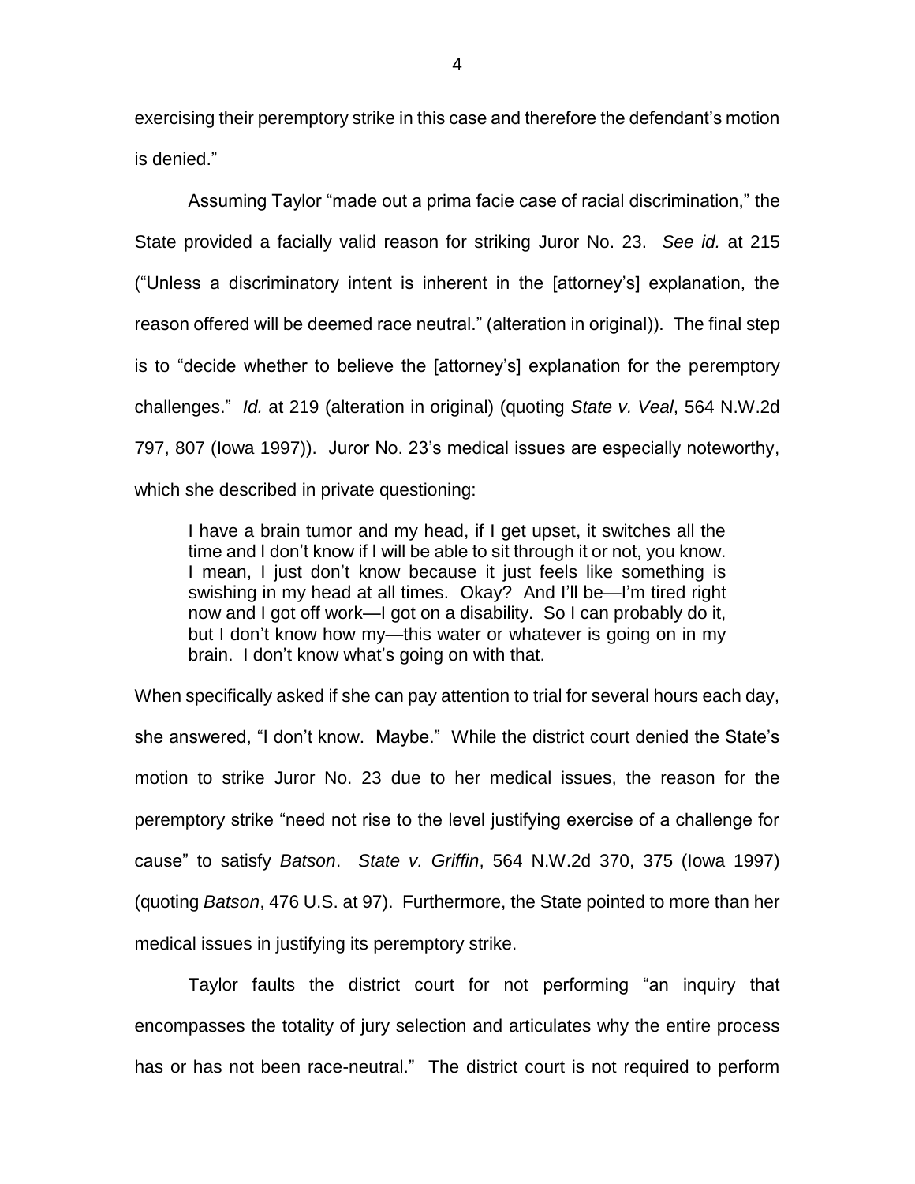exercising their peremptory strike in this case and therefore the defendant's motion is denied."

Assuming Taylor "made out a prima facie case of racial discrimination," the State provided a facially valid reason for striking Juror No. 23. *See id.* at 215 ("Unless a discriminatory intent is inherent in the [attorney's] explanation, the reason offered will be deemed race neutral." (alteration in original)). The final step is to "decide whether to believe the [attorney's] explanation for the peremptory challenges." *Id.* at 219 (alteration in original) (quoting *State v. Veal*, 564 N.W.2d 797, 807 (Iowa 1997)). Juror No. 23's medical issues are especially noteworthy, which she described in private questioning:

> I have a brain tumor and my head, if I get upset, it switches all the time and I don't know if I will be able to sit through it or not, you know. I mean, I just don't know because it just feels like something is swishing in my head at all times. Okay? And I'll be—I'm tired right now and I got off work—I got on a disability. So I can probably do it, but I don't know how my—this water or whatever is going on in my brain. I don't know what's going on with that.

When specifically asked if she can pay attention to trial for several hours each day, she answered, "I don't know. Maybe." While the district court denied the State's motion to strike Juror No. 23 due to her medical issues, the reason for the peremptory strike "need not rise to the level justifying exercise of a challenge for cause" to satisfy *Batson*. *State v. Griffin*, 564 N.W.2d 370, 375 (Iowa 1997) (quoting *Batson*, 476 U.S. at 97). Furthermore, the State pointed to more than her medical issues in justifying its peremptory strike.

Taylor faults the district court for not performing "an inquiry that encompasses the totality of jury selection and articulates why the entire process has or has not been race-neutral." The district court is not required to perform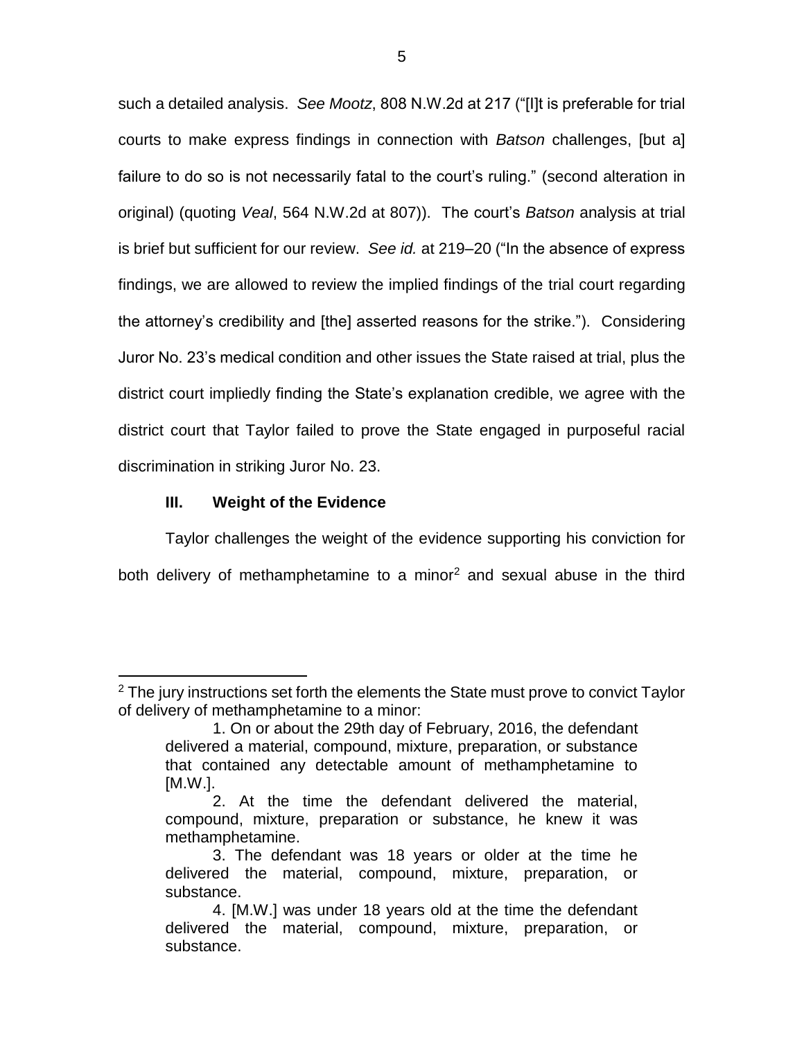such a detailed analysis. *See Mootz*, 808 N.W.2d at 217 ("[I]t is preferable for trial courts to make express findings in connection with *Batson* challenges, [but a] failure to do so is not necessarily fatal to the court's ruling." (second alteration in original) (quoting *Veal*, 564 N.W.2d at 807)). The court's *Batson* analysis at trial is brief but sufficient for our review. *See id.* at 219–20 ("In the absence of express findings, we are allowed to review the implied findings of the trial court regarding the attorney's credibility and [the] asserted reasons for the strike."). Considering Juror No. 23's medical condition and other issues the State raised at trial, plus the district court impliedly finding the State's explanation credible, we agree with the district court that Taylor failed to prove the State engaged in purposeful racial discrimination in striking Juror No. 23.

### III. Weight of the Evidence

Taylor challenges the weight of the evidence supporting his conviction for both delivery of methamphetamine to a minor[2] and sexual abuse in the third

---

[2] The jury instructions set forth the elements the State must prove to convict Taylor of delivery of methamphetamine to a minor:

> 1. On or about the 29th day of February, 2016, the defendant delivered a material, compound, mixture, preparation, or substance that contained any detectable amount of methamphetamine to [M.W.].
>
> 2. At the time the defendant delivered the material, compound, mixture, preparation or substance, he knew it was methamphetamine.
>
> 3. The defendant was 18 years or older at the time he delivered the material, compound, mixture, preparation, or substance.
>
> 4. [M.W.] was under 18 years old at the time the defendant delivered the material, compound, mixture, preparation, or substance.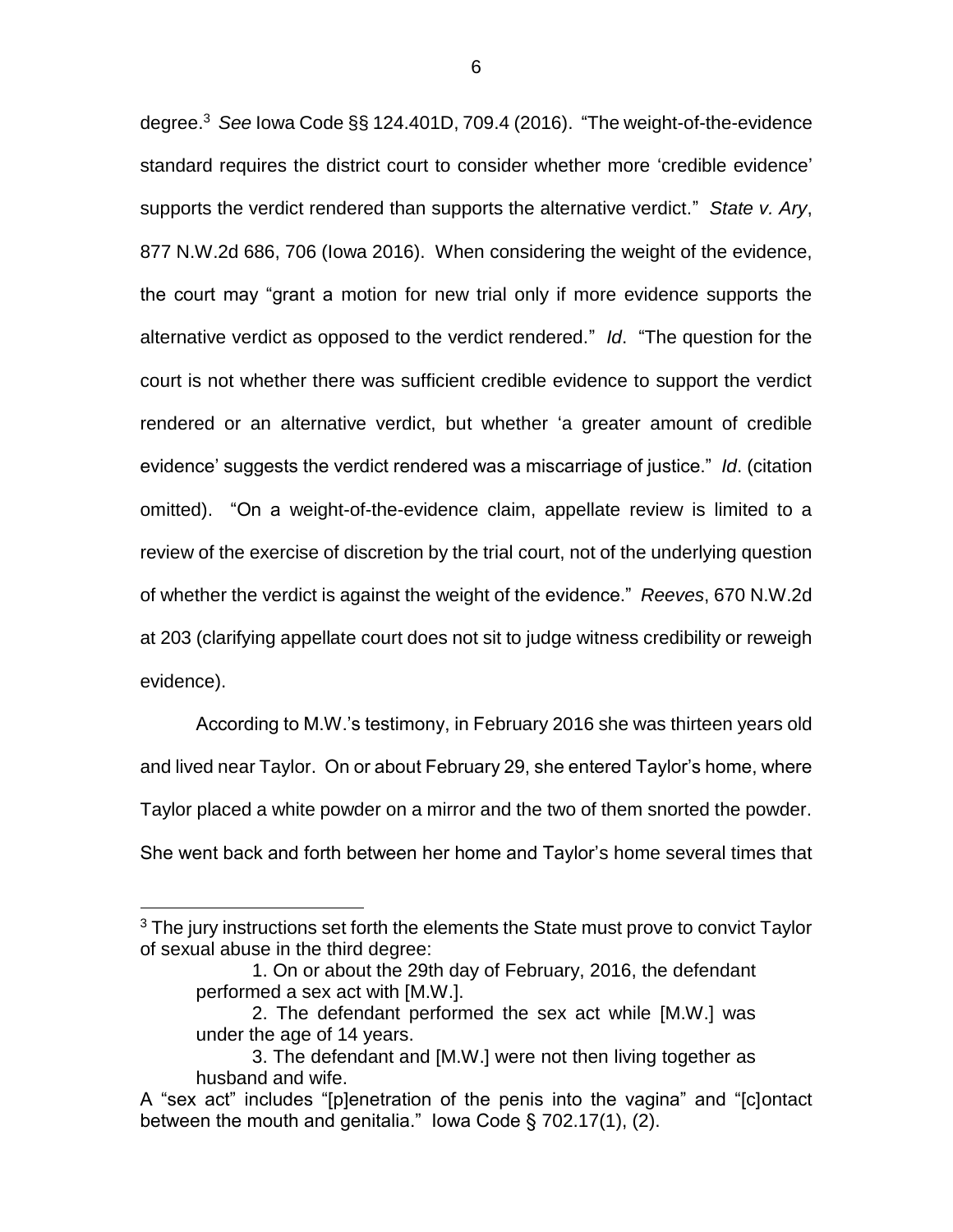degree.[3] *See* Iowa Code §§ 124.401D, 709.4 (2016). "The weight-of-the-evidence standard requires the district court to consider whether more 'credible evidence' supports the verdict rendered than supports the alternative verdict." *State v. Ary*, 877 N.W.2d 686, 706 (Iowa 2016). When considering the weight of the evidence, the court may "grant a motion for new trial only if more evidence supports the alternative verdict as opposed to the verdict rendered." *Id*. "The question for the court is not whether there was sufficient credible evidence to support the verdict rendered or an alternative verdict, but whether 'a greater amount of credible evidence' suggests the verdict rendered was a miscarriage of justice." *Id*. (citation omitted). "On a weight-of-the-evidence claim, appellate review is limited to a review of the exercise of discretion by the trial court, not of the underlying question of whether the verdict is against the weight of the evidence." *Reeves*, 670 N.W.2d at 203 (clarifying appellate court does not sit to judge witness credibility or reweigh evidence).

According to M.W.'s testimony, in February 2016 she was thirteen years old and lived near Taylor. On or about February 29, she entered Taylor's home, where Taylor placed a white powder on a mirror and the two of them snorted the powder. She went back and forth between her home and Taylor's home several times that

---

[3] The jury instructions set forth the elements the State must prove to convict Taylor of sexual abuse in the third degree:

> 1. On or about the 29th day of February, 2016, the defendant performed a sex act with [M.W.].
>
> 2. The defendant performed the sex act while [M.W.] was under the age of 14 years.
>
> 3. The defendant and [M.W.] were not then living together as husband and wife.

A "sex act" includes "[p]enetration of the penis into the vagina" and "[c]ontact between the mouth and genitalia." Iowa Code § 702.17(1), (2).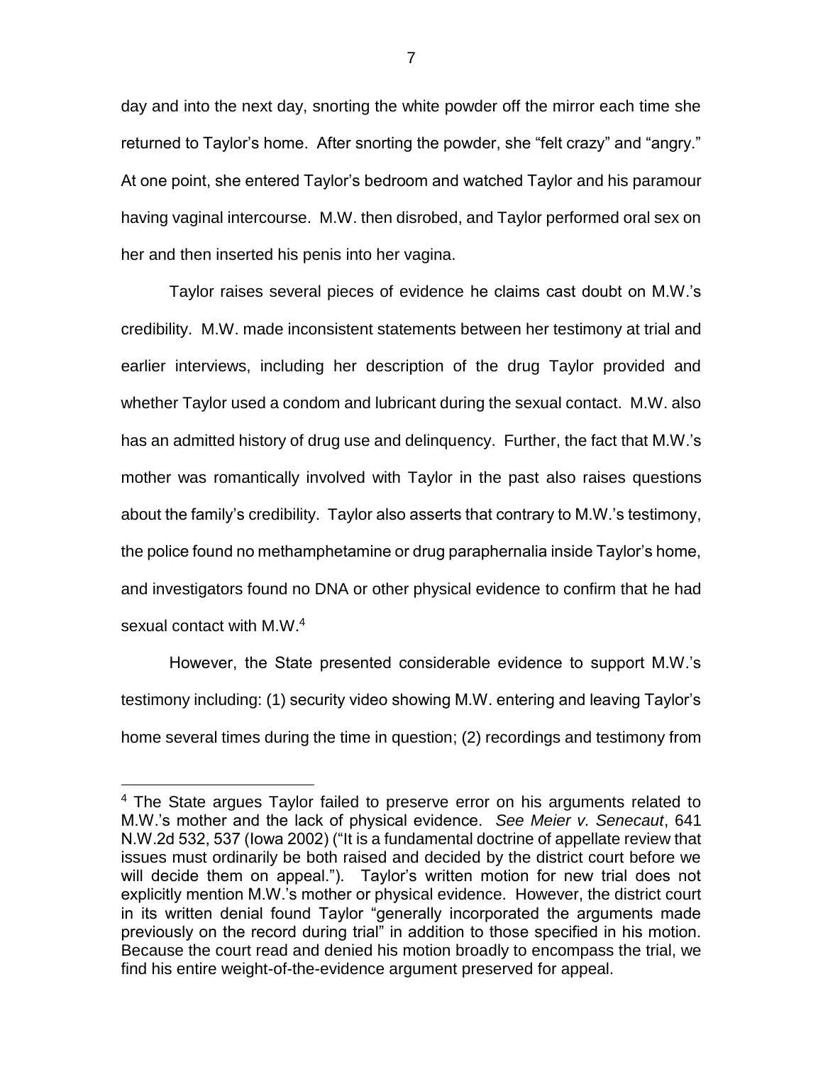day and into the next day, snorting the white powder off the mirror each time she returned to Taylor's home. After snorting the powder, she "felt crazy" and "angry." At one point, she entered Taylor's bedroom and watched Taylor and his paramour having vaginal intercourse. M.W. then disrobed, and Taylor performed oral sex on her and then inserted his penis into her vagina.

Taylor raises several pieces of evidence he claims cast doubt on M.W.'s credibility. M.W. made inconsistent statements between her testimony at trial and earlier interviews, including her description of the drug Taylor provided and whether Taylor used a condom and lubricant during the sexual contact. M.W. also has an admitted history of drug use and delinquency. Further, the fact that M.W.'s mother was romantically involved with Taylor in the past also raises questions about the family's credibility. Taylor also asserts that contrary to M.W.'s testimony, the police found no methamphetamine or drug paraphernalia inside Taylor's home, and investigators found no DNA or other physical evidence to confirm that he had sexual contact with M.W.[4]

However, the State presented considerable evidence to support M.W.'s testimony including: (1) security video showing M.W. entering and leaving Taylor's home several times during the time in question; (2) recordings and testimony from

---

[4] The State argues Taylor failed to preserve error on his arguments related to M.W.'s mother and the lack of physical evidence. *See Meier v. Senecaut*, 641 N.W.2d 532, 537 (Iowa 2002) ("It is a fundamental doctrine of appellate review that issues must ordinarily be both raised and decided by the district court before we will decide them on appeal."). Taylor's written motion for new trial does not explicitly mention M.W.'s mother or physical evidence. However, the district court in its written denial found Taylor "generally incorporated the arguments made previously on the record during trial" in addition to those specified in his motion. Because the court read and denied his motion broadly to encompass the trial, we find his entire weight-of-the-evidence argument preserved for appeal.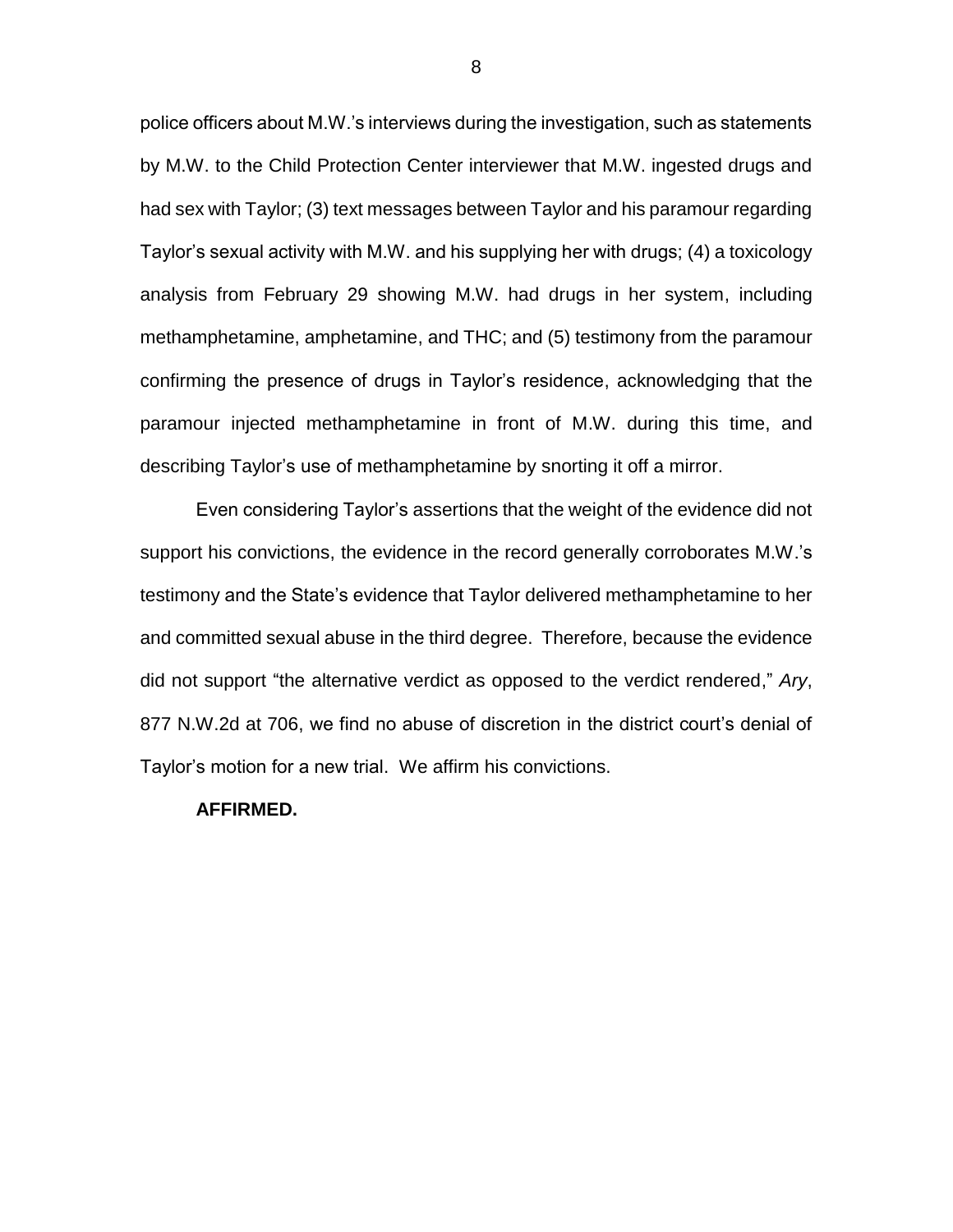police officers about M.W.'s interviews during the investigation, such as statements by M.W. to the Child Protection Center interviewer that M.W. ingested drugs and had sex with Taylor; (3) text messages between Taylor and his paramour regarding Taylor's sexual activity with M.W. and his supplying her with drugs; (4) a toxicology analysis from February 29 showing M.W. had drugs in her system, including methamphetamine, amphetamine, and THC; and (5) testimony from the paramour confirming the presence of drugs in Taylor's residence, acknowledging that the paramour injected methamphetamine in front of M.W. during this time, and describing Taylor's use of methamphetamine by snorting it off a mirror.

Even considering Taylor's assertions that the weight of the evidence did not support his convictions, the evidence in the record generally corroborates M.W.'s testimony and the State's evidence that Taylor delivered methamphetamine to her and committed sexual abuse in the third degree. Therefore, because the evidence did not support "the alternative verdict as opposed to the verdict rendered," *Ary*, 877 N.W.2d at 706, we find no abuse of discretion in the district court's denial of Taylor's motion for a new trial. We affirm his convictions.

**AFFIRMED.**